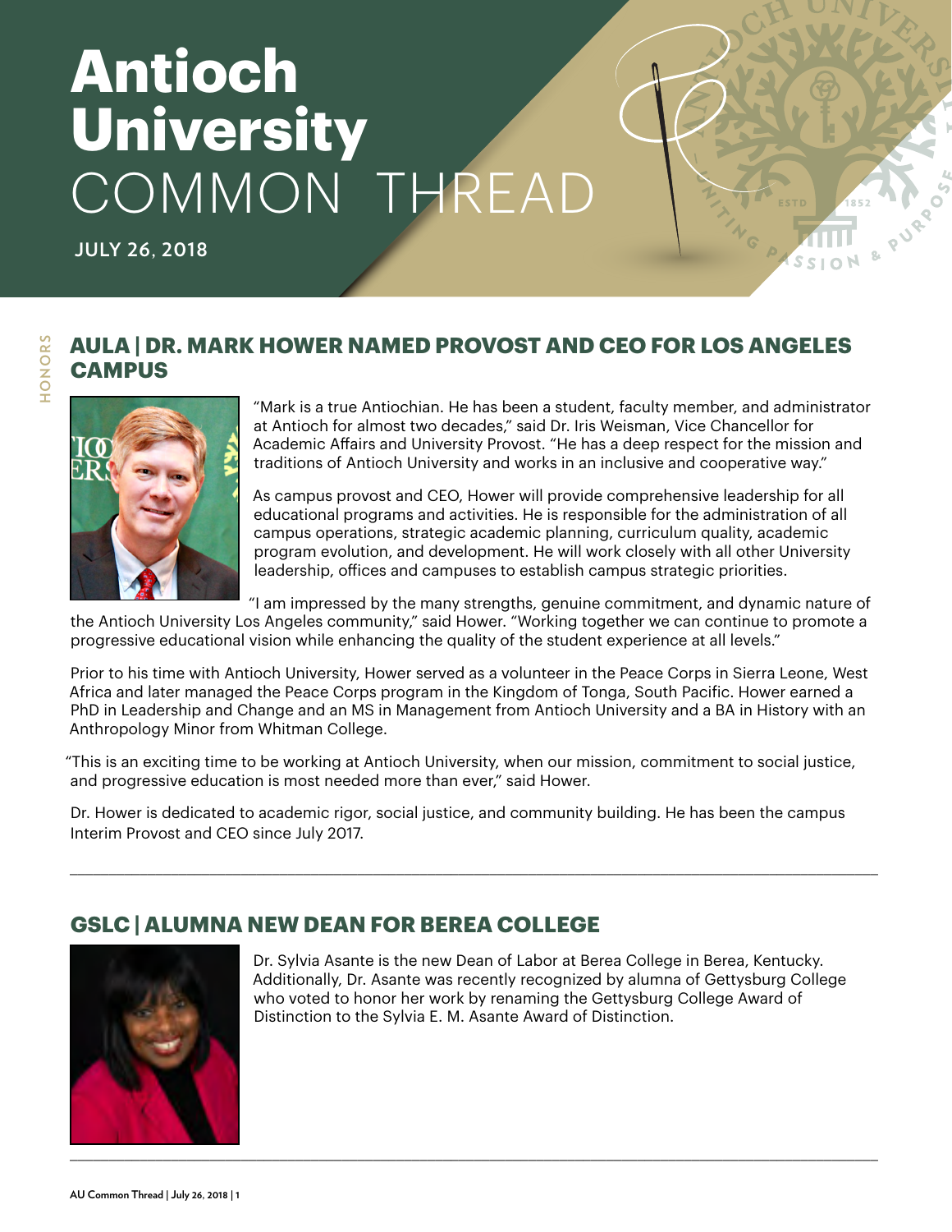# Antioch University COMMON THREAD

JULY 26, 2018

HONORS

## AULA | DR. MARK HOWER NAMED PROVOST AND CEO FOR LOS ANGELES CAMPUS

"Mark is a true Antiochian. He has been a student, faculty member, and administrator at Antioch for almost two decades," said Dr. Iris Weisman, Vice Chancellor for Academic Affairs and University Provost. "He has a deep respect for the mission and traditions of Antioch University and works in an inclusive and cooperative way."

As campus provost and CEO, Hower will provide comprehensive leadership for all educational programs and activities. He is responsible for the administration of all campus operations, strategic academic planning, curriculum quality, academic program evolution, and development. He will work closely with all other University leadership, offices and campuses to establish campus strategic priorities.

"I am impressed by the many strengths, genuine commitment, and dynamic nature of the Antioch University Los Angeles community," said Hower. "Working together we can continue to promote a progressive educational vision while enhancing the quality of the student experience at all levels."

Prior to his time with Antioch University, Hower served as a volunteer in the Peace Corps in Sierra Leone, West Africa and later managed the Peace Corps program in the Kingdom of Tonga, South Pacific. Hower earned a PhD in Leadership and Change and an MS in Management from Antioch University and a BA in History with an Anthropology Minor from Whitman College.

"This is an exciting time to be working at Antioch University, when our mission, commitment to social justice, and progressive education is most needed more than ever," said Hower.

Dr. Hower is dedicated to academic rigor, social justice, and community building. He has been the campus Interim Provost and CEO since July 2017.

---

## GSLC | ALUMNA NEW DEAN FOR BEREA COLLEGE

Dr. Sylvia Asante is the new Dean of Labor at Berea College in Berea, Kentucky. Additionally, Dr. Asante was recently recognized by alumna of Gettysburg College who voted to honor her work by renaming the Gettysburg College Award of Distinction to the Sylvia E. M. Asante Award of Distinction.

---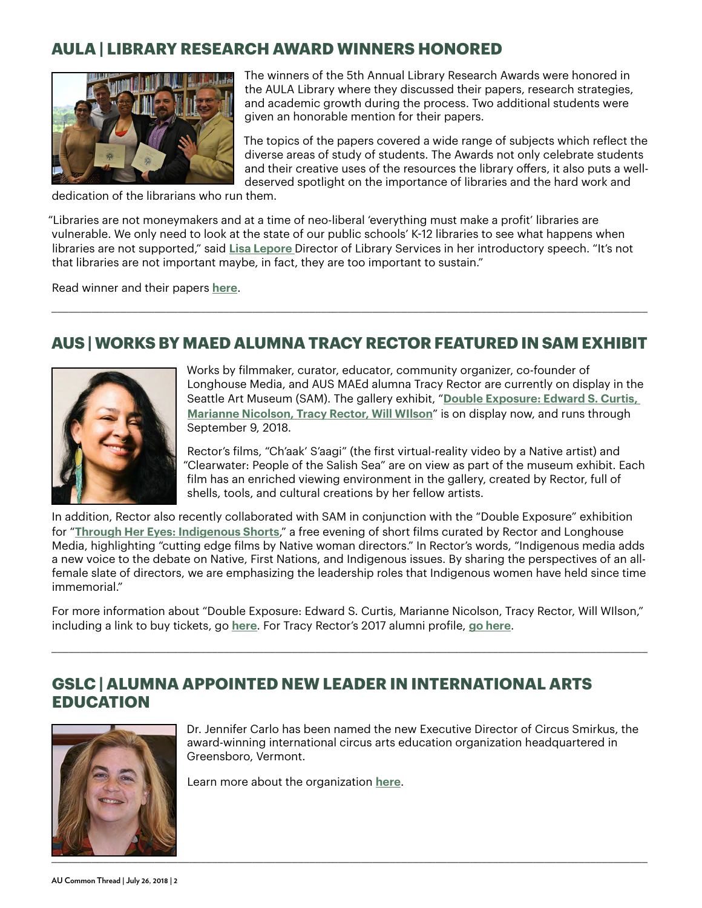## AULA | LIBRARY RESEARCH AWARD WINNERS HONORED

The winners of the 5th Annual Library Research Awards were honored in the AULA Library where they discussed their papers, research strategies, and academic growth during the process. Two additional students were given an honorable mention for their papers.

The topics of the papers covered a wide range of subjects which reflect the diverse areas of study of students. The Awards not only celebrate students and their creative uses of the resources the library offers, it also puts a well-deserved spotlight on the importance of libraries and the hard work and dedication of the librarians who run them.

"Libraries are not moneymakers and at a time of neo-liberal 'everything must make a profit' libraries are vulnerable. We only need to look at the state of our public schools' K-12 libraries to see what happens when libraries are not supported," said **Lisa Lepore** Director of Library Services in her introductory speech. "It's not that libraries are not important maybe, in fact, they are too important to sustain."

Read winner and their papers **here**.

---

## AUS | WORKS BY MAED ALUMNA TRACY RECTOR FEATURED IN SAM EXHIBIT

Works by filmmaker, curator, educator, community organizer, co-founder of Longhouse Media, and AUS MAEd alumna Tracy Rector are currently on display in the Seattle Art Museum (SAM). The gallery exhibit, "**Double Exposure: Edward S. Curtis, Marianne Nicolson, Tracy Rector, Will WIlson**" is on display now, and runs through September 9, 2018.

Rector's films, "Ch'aak' S'aagi" (the first virtual-reality video by a Native artist) and "Clearwater: People of the Salish Sea" are on view as part of the museum exhibit. Each film has an enriched viewing environment in the gallery, created by Rector, full of shells, tools, and cultural creations by her fellow artists.

In addition, Rector also recently collaborated with SAM in conjunction with the "Double Exposure" exhibition for "**Through Her Eyes: Indigenous Shorts**," a free evening of short films curated by Rector and Longhouse Media, highlighting "cutting edge films by Native woman directors." In Rector's words, "Indigenous media adds a new voice to the debate on Native, First Nations, and Indigenous issues. By sharing the perspectives of an all-female slate of directors, we are emphasizing the leadership roles that Indigenous women have held since time immemorial."

For more information about "Double Exposure: Edward S. Curtis, Marianne Nicolson, Tracy Rector, Will WIlson," including a link to buy tickets, go **here**. For Tracy Rector's 2017 alumni profile, **go here**.

---

## GSLC | ALUMNA APPOINTED NEW LEADER IN INTERNATIONAL ARTS EDUCATION

Dr. Jennifer Carlo has been named the new Executive Director of Circus Smirkus, the award-winning international circus arts education organization headquartered in Greensboro, Vermont.

Learn more about the organization **here**.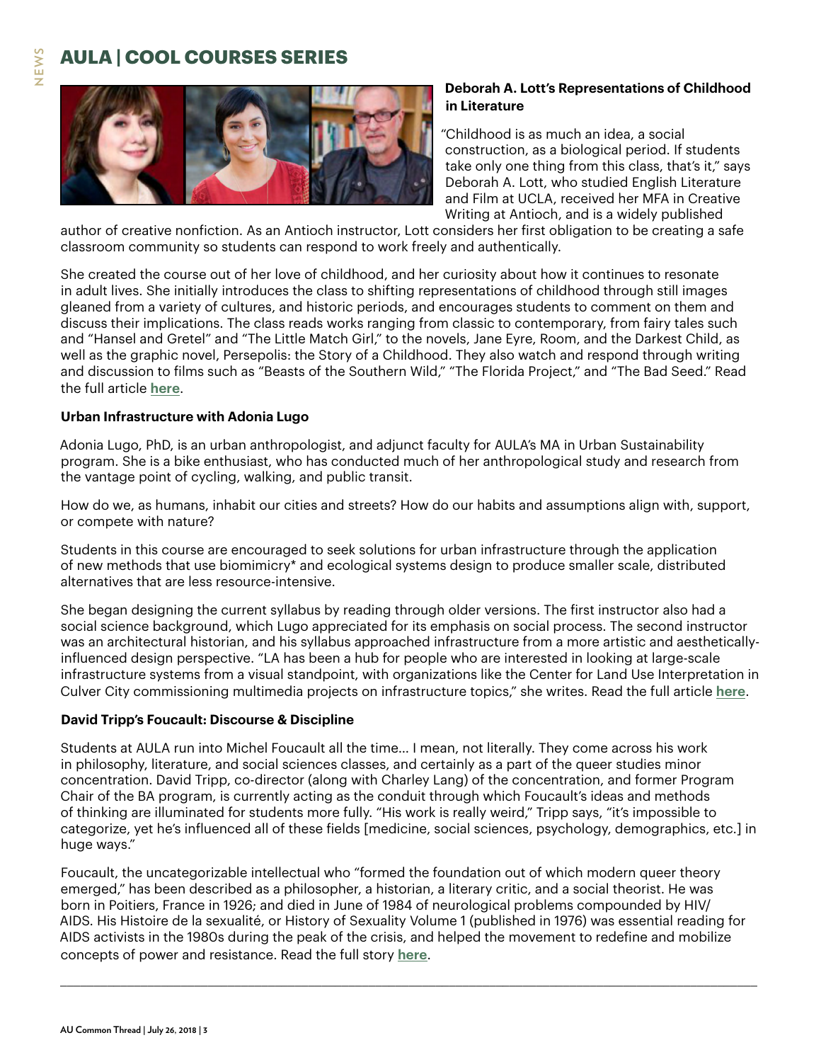# AULA | COOL COURSES SERIES

### Deborah A. Lott's Representations of Childhood in Literature

"Childhood is as much an idea, a social construction, as a biological period. If students take only one thing from this class, that's it," says Deborah A. Lott, who studied English Literature and Film at UCLA, received her MFA in Creative Writing at Antioch, and is a widely published author of creative nonfiction. As an Antioch instructor, Lott considers her first obligation to be creating a safe classroom community so students can respond to work freely and authentically.

She created the course out of her love of childhood, and her curiosity about how it continues to resonate in adult lives. She initially introduces the class to shifting representations of childhood through still images gleaned from a variety of cultures, and historic periods, and encourages students to comment on them and discuss their implications. The class reads works ranging from classic to contemporary, from fairy tales such and "Hansel and Gretel" and "The Little Match Girl," to the novels, Jane Eyre, Room, and the Darkest Child, as well as the graphic novel, Persepolis: the Story of a Childhood. They also watch and respond through writing and discussion to films such as "Beasts of the Southern Wild," "The Florida Project," and "The Bad Seed." Read the full article **here**.

### Urban Infrastructure with Adonia Lugo

Adonia Lugo, PhD, is an urban anthropologist, and adjunct faculty for AULA's MA in Urban Sustainability program. She is a bike enthusiast, who has conducted much of her anthropological study and research from the vantage point of cycling, walking, and public transit.

How do we, as humans, inhabit our cities and streets? How do our habits and assumptions align with, support, or compete with nature?

Students in this course are encouraged to seek solutions for urban infrastructure through the application of new methods that use biomimicry* and ecological systems design to produce smaller scale, distributed alternatives that are less resource-intensive.

She began designing the current syllabus by reading through older versions. The first instructor also had a social science background, which Lugo appreciated for its emphasis on social process. The second instructor was an architectural historian, and his syllabus approached infrastructure from a more artistic and aesthetically-influenced design perspective. "LA has been a hub for people who are interested in looking at large-scale infrastructure systems from a visual standpoint, with organizations like the Center for Land Use Interpretation in Culver City commissioning multimedia projects on infrastructure topics," she writes. Read the full article **here**.

### David Tripp's Foucault: Discourse & Discipline

Students at AULA run into Michel Foucault all the time... I mean, not literally. They come across his work in philosophy, literature, and social sciences classes, and certainly as a part of the queer studies minor concentration. David Tripp, co-director (along with Charley Lang) of the concentration, and former Program Chair of the BA program, is currently acting as the conduit through which Foucault's ideas and methods of thinking are illuminated for students more fully. "His work is really weird," Tripp says, "it's impossible to categorize, yet he's influenced all of these fields [medicine, social sciences, psychology, demographics, etc.] in huge ways."

Foucault, the uncategorizable intellectual who "formed the foundation out of which modern queer theory emerged," has been described as a philosopher, a historian, a literary critic, and a social theorist. He was born in Poitiers, France in 1926; and died in June of 1984 of neurological problems compounded by HIV/AIDS. His Histoire de la sexualité, or History of Sexuality Volume 1 (published in 1976) was essential reading for AIDS activists in the 1980s during the peak of the crisis, and helped the movement to redefine and mobilize concepts of power and resistance. Read the full story **here**.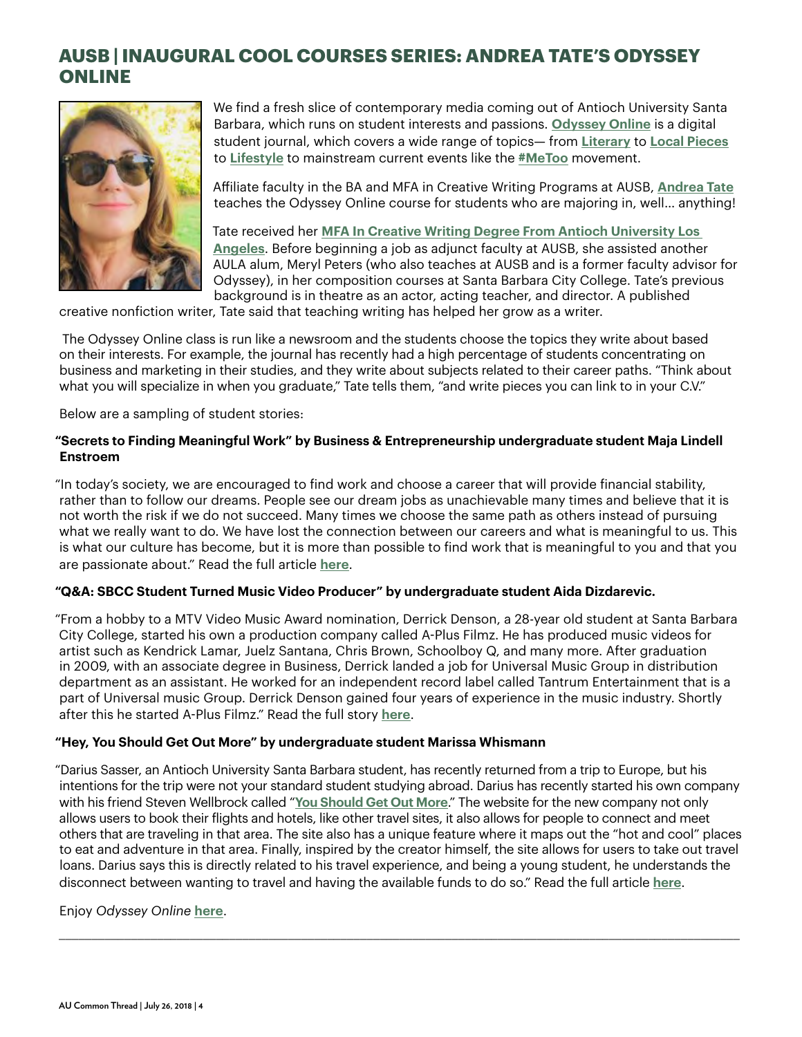## AUSB | INAUGURAL COOL COURSES SERIES: ANDREA TATE'S ODYSSEY ONLINE

We find a fresh slice of contemporary media coming out of Antioch University Santa Barbara, which runs on student interests and passions. **Odyssey Online** is a digital student journal, which covers a wide range of topics— from **Literary** to **Local Pieces** to **Lifestyle** to mainstream current events like the **#MeToo** movement.

Affiliate faculty in the BA and MFA in Creative Writing Programs at AUSB, **Andrea Tate** teaches the Odyssey Online course for students who are majoring in, well… anything!

Tate received her **MFA In Creative Writing Degree From Antioch University Los Angeles**. Before beginning a job as adjunct faculty at AUSB, she assisted another AULA alum, Meryl Peters (who also teaches at AUSB and is a former faculty advisor for Odyssey), in her composition courses at Santa Barbara City College. Tate's previous background is in theatre as an actor, acting teacher, and director. A published creative nonfiction writer, Tate said that teaching writing has helped her grow as a writer.

The Odyssey Online class is run like a newsroom and the students choose the topics they write about based on their interests. For example, the journal has recently had a high percentage of students concentrating on business and marketing in their studies, and they write about subjects related to their career paths. "Think about what you will specialize in when you graduate," Tate tells them, "and write pieces you can link to in your C.V."

Below are a sampling of student stories:

**"Secrets to Finding Meaningful Work" by Business & Entrepreneurship undergraduate student Maja Lindell Enstroem**

"In today's society, we are encouraged to find work and choose a career that will provide financial stability, rather than to follow our dreams. People see our dream jobs as unachievable many times and believe that it is not worth the risk if we do not succeed. Many times we choose the same path as others instead of pursuing what we really want to do. We have lost the connection between our careers and what is meaningful to us. This is what our culture has become, but it is more than possible to find work that is meaningful to you and that you are passionate about." Read the full article **here**.

**"Q&A: SBCC Student Turned Music Video Producer" by undergraduate student Aida Dizdarevic.**

"From a hobby to a MTV Video Music Award nomination, Derrick Denson, a 28-year old student at Santa Barbara City College, started his own a production company called A-Plus Filmz. He has produced music videos for artist such as Kendrick Lamar, Juelz Santana, Chris Brown, Schoolboy Q, and many more. After graduation in 2009, with an associate degree in Business, Derrick landed a job for Universal Music Group in distribution department as an assistant. He worked for an independent record label called Tantrum Entertainment that is a part of Universal music Group. Derrick Denson gained four years of experience in the music industry. Shortly after this he started A-Plus Filmz." Read the full story **here**.

**"Hey, You Should Get Out More" by undergraduate student Marissa Whismann**

"Darius Sasser, an Antioch University Santa Barbara student, has recently returned from a trip to Europe, but his intentions for the trip were not your standard student studying abroad. Darius has recently started his own company with his friend Steven Wellbrock called "**You Should Get Out More**." The website for the new company not only allows users to book their flights and hotels, like other travel sites, it also allows for people to connect and meet others that are traveling in that area. The site also has a unique feature where it maps out the "hot and cool" places to eat and adventure in that area. Finally, inspired by the creator himself, the site allows for users to take out travel loans. Darius says this is directly related to his travel experience, and being a young student, he understands the disconnect between wanting to travel and having the available funds to do so." Read the full article **here**.

Enjoy *Odyssey Online* **here**.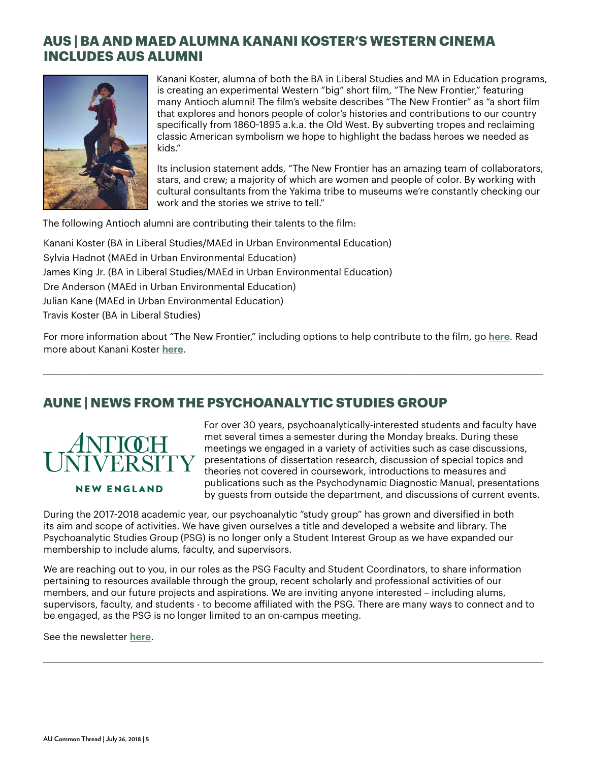## AUS | BA AND MAED ALUMNA KANANI KOSTER'S WESTERN CINEMA INCLUDES AUS ALUMNI

Kanani Koster, alumna of both the BA in Liberal Studies and MA in Education programs, is creating an experimental Western "big" short film, "The New Frontier," featuring many Antioch alumni! The film's website describes "The New Frontier" as "a short film that explores and honors people of color's histories and contributions to our country specifically from 1860-1895 a.k.a. the Old West. By subverting tropes and reclaiming classic American symbolism we hope to highlight the badass heroes we needed as kids."

Its inclusion statement adds, "The New Frontier has an amazing team of collaborators, stars, and crew; a majority of which are women and people of color. By working with cultural consultants from the Yakima tribe to museums we're constantly checking our work and the stories we strive to tell."

The following Antioch alumni are contributing their talents to the film:

Kanani Koster (BA in Liberal Studies/MAEd in Urban Environmental Education)
Sylvia Hadnot (MAEd in Urban Environmental Education)
James King Jr. (BA in Liberal Studies/MAEd in Urban Environmental Education)
Dre Anderson (MAEd in Urban Environmental Education)
Julian Kane (MAEd in Urban Environmental Education)
Travis Koster (BA in Liberal Studies)

For more information about "The New Frontier," including options to help contribute to the film, go **here**. Read more about Kanani Koster **here**.

---

## AUNE | NEWS FROM THE PSYCHOANALYTIC STUDIES GROUP

ANTIOCH UNIVERSITY
NEW ENGLAND

For over 30 years, psychoanalytically-interested students and faculty have met several times a semester during the Monday breaks. During these meetings we engaged in a variety of activities such as case discussions, presentations of dissertation research, discussion of special topics and theories not covered in coursework, introductions to measures and publications such as the Psychodynamic Diagnostic Manual, presentations by guests from outside the department, and discussions of current events.

During the 2017-2018 academic year, our psychoanalytic "study group" has grown and diversified in both its aim and scope of activities. We have given ourselves a title and developed a website and library. The Psychoanalytic Studies Group (PSG) is no longer only a Student Interest Group as we have expanded our membership to include alums, faculty, and supervisors.

We are reaching out to you, in our roles as the PSG Faculty and Student Coordinators, to share information pertaining to resources available through the group, recent scholarly and professional activities of our members, and our future projects and aspirations. We are inviting anyone interested – including alums, supervisors, faculty, and students - to become affiliated with the PSG. There are many ways to connect and to be engaged, as the PSG is no longer limited to an on-campus meeting.

See the newsletter **here**.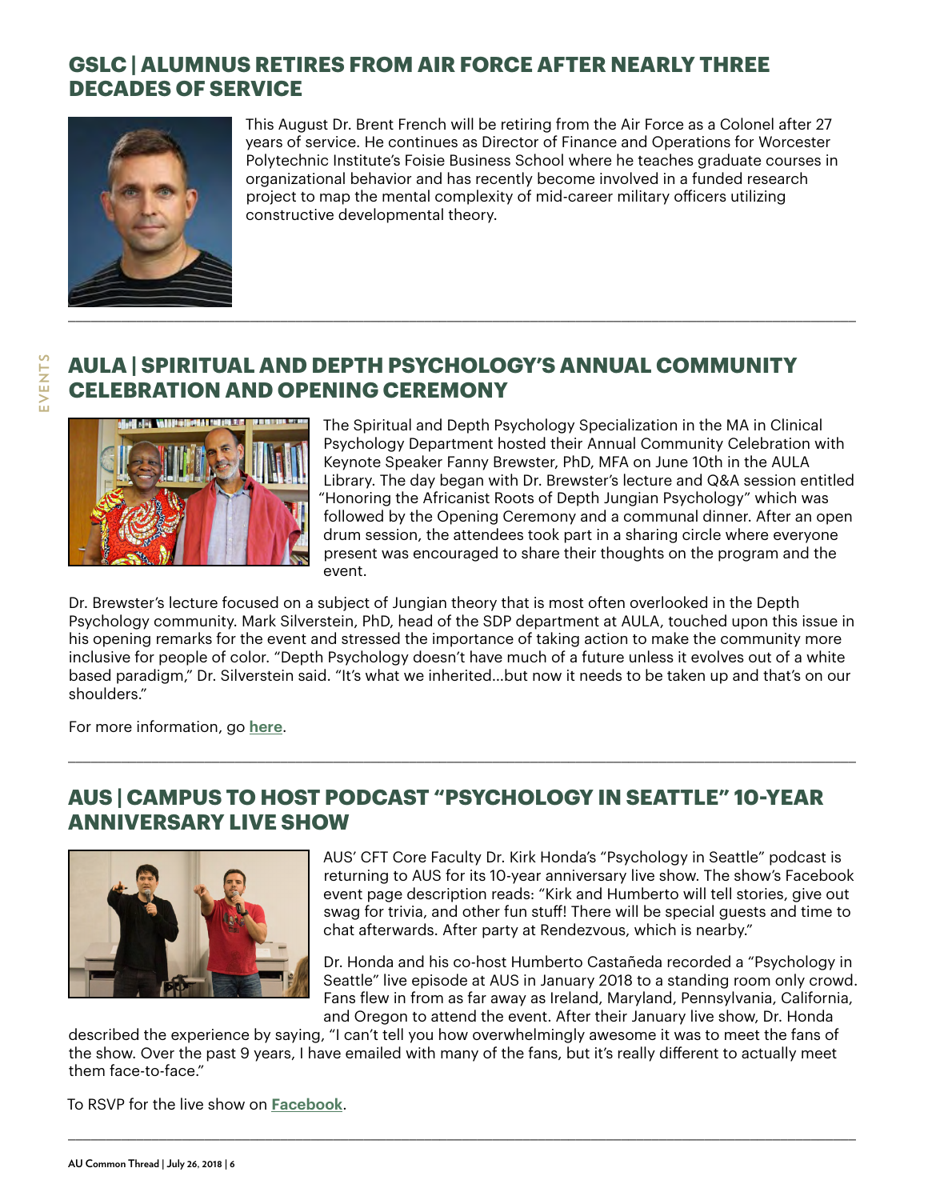## GSLC | ALUMNUS RETIRES FROM AIR FORCE AFTER NEARLY THREE DECADES OF SERVICE

This August Dr. Brent French will be retiring from the Air Force as a Colonel after 27 years of service. He continues as Director of Finance and Operations for Worcester Polytechnic Institute's Foisie Business School where he teaches graduate courses in organizational behavior and has recently become involved in a funded research project to map the mental complexity of mid-career military officers utilizing constructive developmental theory.

---

## AULA | SPIRITUAL AND DEPTH PSYCHOLOGY'S ANNUAL COMMUNITY CELEBRATION AND OPENING CEREMONY

The Spiritual and Depth Psychology Specialization in the MA in Clinical Psychology Department hosted their Annual Community Celebration with Keynote Speaker Fanny Brewster, PhD, MFA on June 10th in the AULA Library. The day began with Dr. Brewster's lecture and Q&A session entitled "Honoring the Africanist Roots of Depth Jungian Psychology" which was followed by the Opening Ceremony and a communal dinner. After an open drum session, the attendees took part in a sharing circle where everyone present was encouraged to share their thoughts on the program and the event.

Dr. Brewster's lecture focused on a subject of Jungian theory that is most often overlooked in the Depth Psychology community. Mark Silverstein, PhD, head of the SDP department at AULA, touched upon this issue in his opening remarks for the event and stressed the importance of taking action to make the community more inclusive for people of color. "Depth Psychology doesn't have much of a future unless it evolves out of a white based paradigm," Dr. Silverstein said. "It's what we inherited...but now it needs to be taken up and that's on our shoulders."

For more information, go **here**.

---

## AUS | CAMPUS TO HOST PODCAST "PSYCHOLOGY IN SEATTLE" 10-YEAR ANNIVERSARY LIVE SHOW

AUS' CFT Core Faculty Dr. Kirk Honda's "Psychology in Seattle" podcast is returning to AUS for its 10-year anniversary live show. The show's Facebook event page description reads: "Kirk and Humberto will tell stories, give out swag for trivia, and other fun stuff! There will be special guests and time to chat afterwards. After party at Rendezvous, which is nearby."

Dr. Honda and his co-host Humberto Castañeda recorded a "Psychology in Seattle" live episode at AUS in January 2018 to a standing room only crowd. Fans flew in from as far away as Ireland, Maryland, Pennsylvania, California, and Oregon to attend the event. After their January live show, Dr. Honda described the experience by saying, "I can't tell you how overwhelmingly awesome it was to meet the fans of the show. Over the past 9 years, I have emailed with many of the fans, but it's really different to actually meet them face-to-face."

To RSVP for the live show on **Facebook**.

---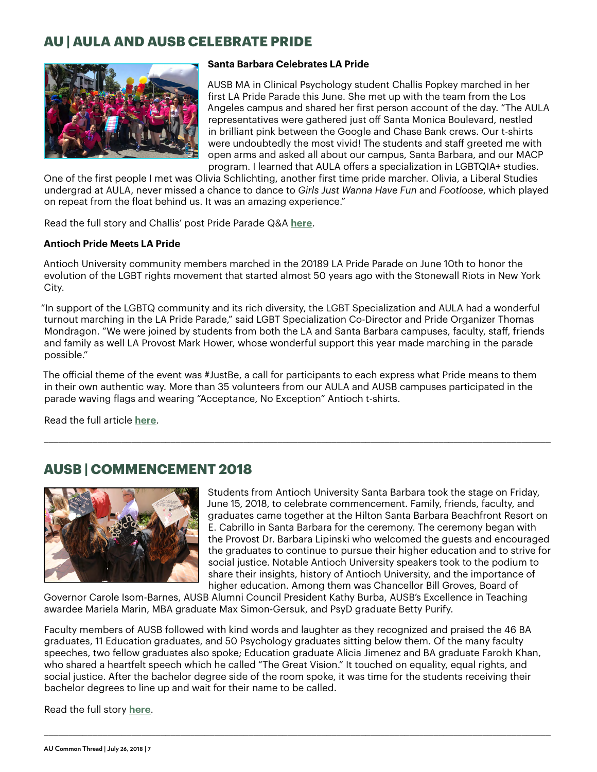## AU | AULA AND AUSB CELEBRATE PRIDE

**Santa Barbara Celebrates LA Pride**

AUSB MA in Clinical Psychology student Challis Popkey marched in her first LA Pride Parade this June. She met up with the team from the Los Angeles campus and shared her first person account of the day. "The AULA representatives were gathered just off Santa Monica Boulevard, nestled in brilliant pink between the Google and Chase Bank crews. Our t-shirts were undoubtedly the most vivid! The students and staff greeted me with open arms and asked all about our campus, Santa Barbara, and our MACP program. I learned that AULA offers a specialization in LGBTQIA+ studies. One of the first people I met was Olivia Schlichting, another first time pride marcher. Olivia, a Liberal Studies undergrad at AULA, never missed a chance to dance to *Girls Just Wanna Have Fun* and *Footloose*, which played on repeat from the float behind us. It was an amazing experience."

Read the full story and Challis' post Pride Parade Q&A **here**.

**Antioch Pride Meets LA Pride**

Antioch University community members marched in the 20189 LA Pride Parade on June 10th to honor the evolution of the LGBT rights movement that started almost 50 years ago with the Stonewall Riots in New York City.

"In support of the LGBTQ community and its rich diversity, the LGBT Specialization and AULA had a wonderful turnout marching in the LA Pride Parade," said LGBT Specialization Co-Director and Pride Organizer Thomas Mondragon. "We were joined by students from both the LA and Santa Barbara campuses, faculty, staff, friends and family as well LA Provost Mark Hower, whose wonderful support this year made marching in the parade possible."

The official theme of the event was #JustBe, a call for participants to each express what Pride means to them in their own authentic way. More than 35 volunteers from our AULA and AUSB campuses participated in the parade waving flags and wearing "Acceptance, No Exception" Antioch t-shirts.

Read the full article **here**.

---

## AUSB | COMMENCEMENT 2018

Students from Antioch University Santa Barbara took the stage on Friday, June 15, 2018, to celebrate commencement. Family, friends, faculty, and graduates came together at the Hilton Santa Barbara Beachfront Resort on E. Cabrillo in Santa Barbara for the ceremony. The ceremony began with the Provost Dr. Barbara Lipinski who welcomed the guests and encouraged the graduates to continue to pursue their higher education and to strive for social justice. Notable Antioch University speakers took to the podium to share their insights, history of Antioch University, and the importance of higher education. Among them was Chancellor Bill Groves, Board of Governor Carole Isom-Barnes, AUSB Alumni Council President Kathy Burba, AUSB's Excellence in Teaching awardee Mariela Marin, MBA graduate Max Simon-Gersuk, and PsyD graduate Betty Purify.

Faculty members of AUSB followed with kind words and laughter as they recognized and praised the 46 BA graduates, 11 Education graduates, and 50 Psychology graduates sitting below them. Of the many faculty speeches, two fellow graduates also spoke; Education graduate Alicia Jimenez and BA graduate Farokh Khan, who shared a heartfelt speech which he called "The Great Vision." It touched on equality, equal rights, and social justice. After the bachelor degree side of the room spoke, it was time for the students receiving their bachelor degrees to line up and wait for their name to be called.

Read the full story **here**.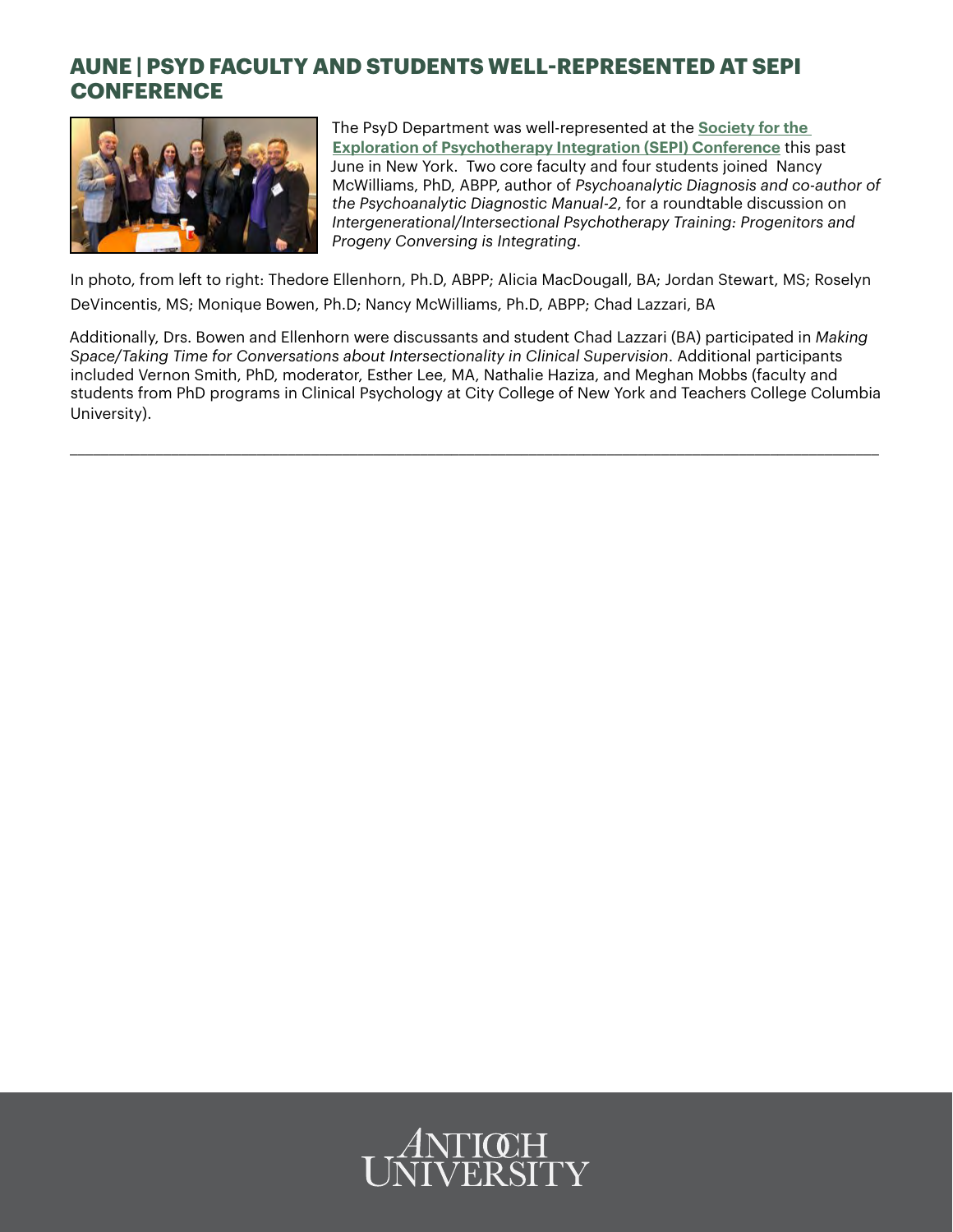## AUNE | PSYD FACULTY AND STUDENTS WELL-REPRESENTED AT SEPI CONFERENCE

The PsyD Department was well-represented at the **Society for the Exploration of Psychotherapy Integration (SEPI) Conference** this past June in New York. Two core faculty and four students joined Nancy McWilliams, PhD, ABPP, author of *Psychoanalytic Diagnosis and co-author of the Psychoanalytic Diagnostic Manual-2*, for a roundtable discussion on *Intergenerational/Intersectional Psychotherapy Training: Progenitors and Progeny Conversing is Integrating*.

In photo, from left to right: Thedore Ellenhorn, Ph.D, ABPP; Alicia MacDougall, BA; Jordan Stewart, MS; Roselyn DeVincentis, MS; Monique Bowen, Ph.D; Nancy McWilliams, Ph.D, ABPP; Chad Lazzari, BA

Additionally, Drs. Bowen and Ellenhorn were discussants and student Chad Lazzari (BA) participated in *Making Space/Taking Time for Conversations about Intersectionality in Clinical Supervision*. Additional participants included Vernon Smith, PhD, moderator, Esther Lee, MA, Nathalie Haziza, and Meghan Mobbs (faculty and students from PhD programs in Clinical Psychology at City College of New York and Teachers College Columbia University).

---

ANTIOCH UNIVERSITY